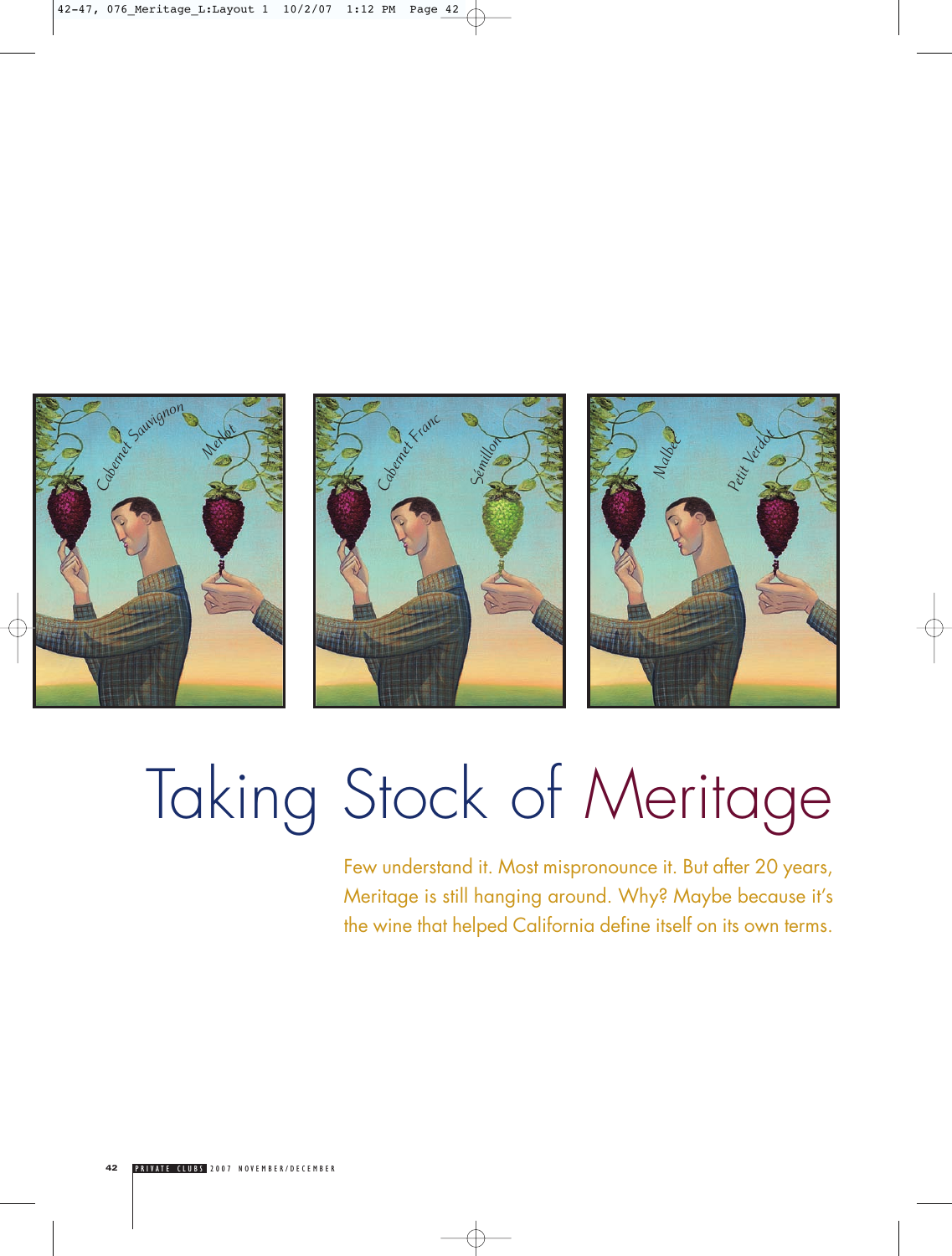# Taking Stock of Meritage

Few understand it. Most mispronounce it. But after 20 years, Meritage is still hanging around. Why? Maybe because it's the wine that helped California define itself on its own terms.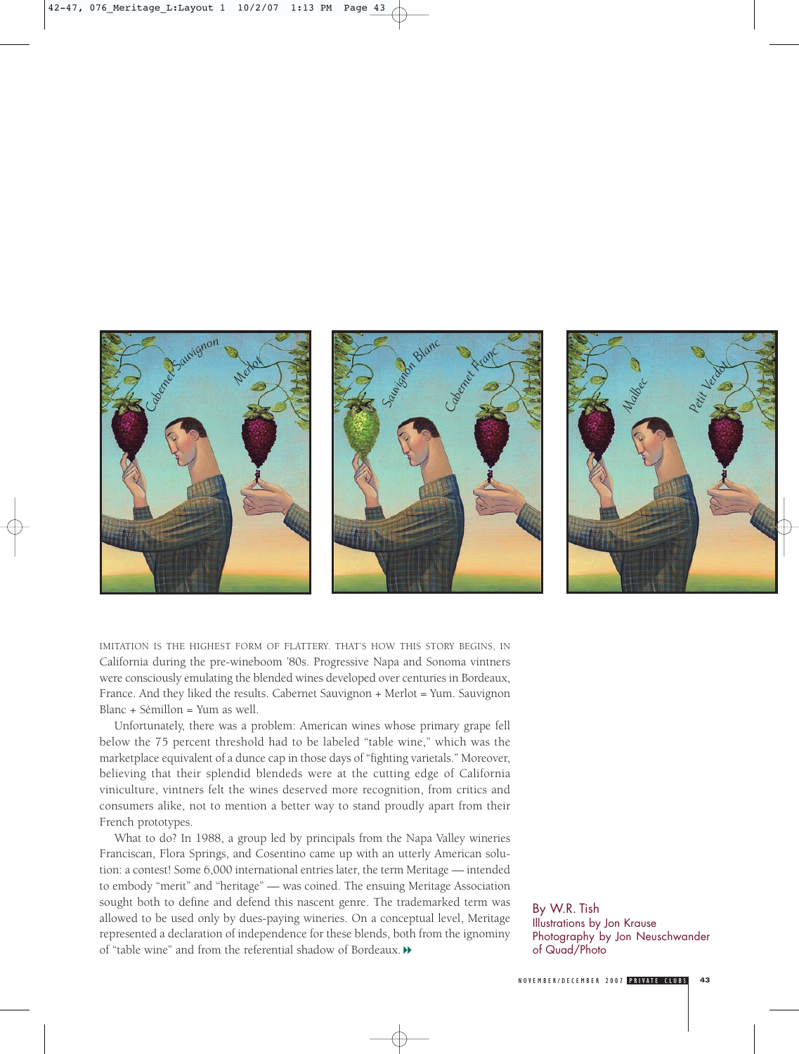IMITATION IS THE HIGHEST FORM OF FLATTERY. THAT'S HOW THIS STORY BEGINS, IN California during the pre-wineboom '80s. Progressive Napa and Sonoma vintners were consciously emulating the blended wines developed over centuries in Bordeaux, France. And they liked the results. Cabernet Sauvignon + Merlot = Yum. Sauvignon Blanc + Sémillon = Yum as well.

Unfortunately, there was a problem: American wines whose primary grape fell below the 75 percent threshold had to be labeled "table wine," which was the marketplace equivalent of a dunce cap in those days of "fighting varietals." Moreover, believing that their splendid blendeds were at the cutting edge of California viniculture, vintners felt the wines deserved more recognition, from critics and consumers alike, not to mention a better way to stand proudly apart from their French prototypes.

What to do? In 1988, a group led by principals from the Napa Valley wineries Franciscan, Flora Springs, and Cosentino came up with an utterly American solution: a contest! Some 6,000 international entries later, the term Meritage — intended to embody "merit" and "heritage" — was coined. The ensuing Meritage Association sought both to define and defend this nascent genre. The trademarked term was allowed to be used only by dues-paying wineries. On a conceptual level, Meritage represented a declaration of independence for these blends, both from the ignominy of "table wine" and from the referential shadow of Bordeaux. ▸▸

By W.R. Tish
Illustrations by Jon Krause
Photography by Jon Neuschwander of Quad/Photo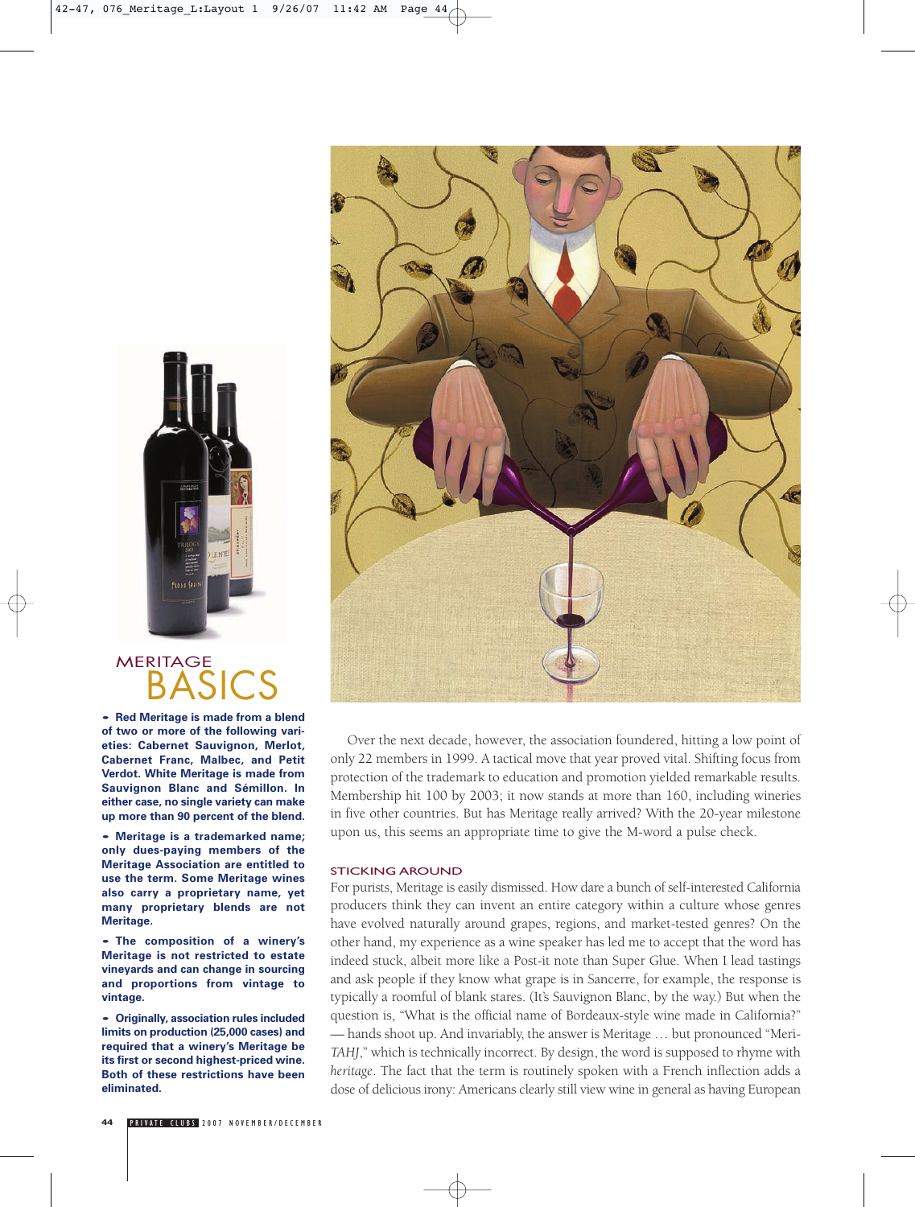## MERITAGE BASICS

- **Red Meritage is made from a blend of two or more of the following varieties: Cabernet Sauvignon, Merlot, Cabernet Franc, Malbec, and Petit Verdot. White Meritage is made from Sauvignon Blanc and Sémillon. In either case, no single variety can make up more than 90 percent of the blend.**

- **Meritage is a trademarked name; only dues-paying members of the Meritage Association are entitled to use the term. Some Meritage wines also carry a proprietary name, yet many proprietary blends are not Meritage.**

- **The composition of a winery's Meritage is not restricted to estate vineyards and can change in sourcing and proportions from vintage to vintage.**

- **Originally, association rules included limits on production (25,000 cases) and required that a winery's Meritage be its first or second highest-priced wine. Both of these restrictions have been eliminated.**

Over the next decade, however, the association foundered, hitting a low point of only 22 members in 1999. A tactical move that year proved vital. Shifting focus from protection of the trademark to education and promotion yielded remarkable results. Membership hit 100 by 2003; it now stands at more than 160, including wineries in five other countries. But has Meritage really arrived? With the 20-year milestone upon us, this seems an appropriate time to give the M-word a pulse check.

### STICKING AROUND

For purists, Meritage is easily dismissed. How dare a bunch of self-interested California producers think they can invent an entire category within a culture whose genres have evolved naturally around grapes, regions, and market-tested genres? On the other hand, my experience as a wine speaker has led me to accept that the word has indeed stuck, albeit more like a Post-it note than Super Glue. When I lead tastings and ask people if they know what grape is in Sancerre, for example, the response is typically a roomful of blank stares. (It's Sauvignon Blanc, by the way.) But when the question is, "What is the official name of Bordeaux-style wine made in California?" — hands shoot up. And invariably, the answer is Meritage … but pronounced "Meri-*TAHJ*," which is technically incorrect. By design, the word is supposed to rhyme with *heritage*. The fact that the term is routinely spoken with a French inflection adds a dose of delicious irony: Americans clearly still view wine in general as having European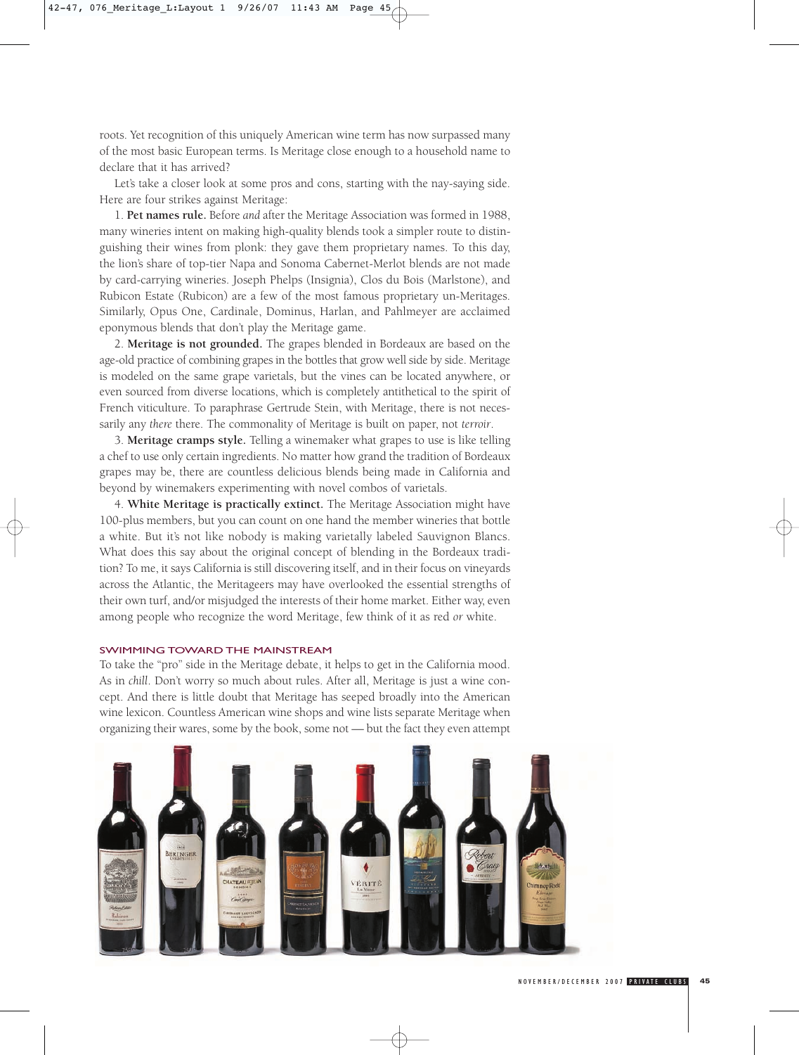roots. Yet recognition of this uniquely American wine term has now surpassed many of the most basic European terms. Is Meritage close enough to a household name to declare that it has arrived?

Let's take a closer look at some pros and cons, starting with the nay-saying side. Here are four strikes against Meritage:

1. **Pet names rule.** Before *and* after the Meritage Association was formed in 1988, many wineries intent on making high-quality blends took a simpler route to distinguishing their wines from plonk: they gave them proprietary names. To this day, the lion's share of top-tier Napa and Sonoma Cabernet-Merlot blends are not made by card-carrying wineries. Joseph Phelps (Insignia), Clos du Bois (Marlstone), and Rubicon Estate (Rubicon) are a few of the most famous proprietary un-Meritages. Similarly, Opus One, Cardinale, Dominus, Harlan, and Pahlmeyer are acclaimed eponymous blends that don't play the Meritage game.

2. **Meritage is not grounded.** The grapes blended in Bordeaux are based on the age-old practice of combining grapes in the bottles that grow well side by side. Meritage is modeled on the same grape varietals, but the vines can be located anywhere, or even sourced from diverse locations, which is completely antithetical to the spirit of French viticulture. To paraphrase Gertrude Stein, with Meritage, there is not necessarily any *there* there. The commonality of Meritage is built on paper, not *terroir*.

3. **Meritage cramps style.** Telling a winemaker what grapes to use is like telling a chef to use only certain ingredients. No matter how grand the tradition of Bordeaux grapes may be, there are countless delicious blends being made in California and beyond by winemakers experimenting with novel combos of varietals.

4. **White Meritage is practically extinct.** The Meritage Association might have 100-plus members, but you can count on one hand the member wineries that bottle a white. But it's not like nobody is making varietally labeled Sauvignon Blancs. What does this say about the original concept of blending in the Bordeaux tradition? To me, it says California is still discovering itself, and in their focus on vineyards across the Atlantic, the Meritageers may have overlooked the essential strengths of their own turf, and/or misjudged the interests of their home market. Either way, even among people who recognize the word Meritage, few think of it as red *or* white.

### SWIMMING TOWARD THE MAINSTREAM

To take the "pro" side in the Meritage debate, it helps to get in the California mood. As in *chill*. Don't worry so much about rules. After all, Meritage is just a wine concept. And there is little doubt that Meritage has seeped broadly into the American wine lexicon. Countless American wine shops and wine lists separate Meritage when organizing their wares, some by the book, some not — but the fact they even attempt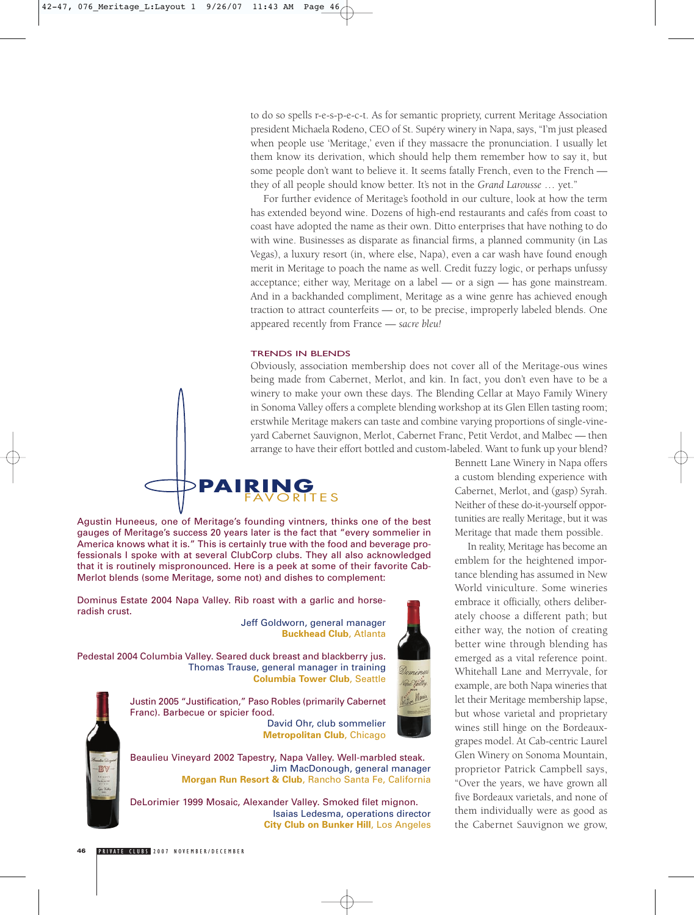to do so spells r-e-s-p-e-c-t. As for semantic propriety, current Meritage Association president Michaela Rodeno, CEO of St. Supéry winery in Napa, says, "I'm just pleased when people use 'Meritage,' even if they massacre the pronunciation. I usually let them know its derivation, which should help them remember how to say it, but some people don't want to believe it. It seems fatally French, even to the French — they of all people should know better. It's not in the *Grand Larousse* … yet."

For further evidence of Meritage's foothold in our culture, look at how the term has extended beyond wine. Dozens of high-end restaurants and cafés from coast to coast have adopted the name as their own. Ditto enterprises that have nothing to do with wine. Businesses as disparate as financial firms, a planned community (in Las Vegas), a luxury resort (in, where else, Napa), even a car wash have found enough merit in Meritage to poach the name as well. Credit fuzzy logic, or perhaps unfussy acceptance; either way, Meritage on a label — or a sign — has gone mainstream. And in a backhanded compliment, Meritage as a wine genre has achieved enough traction to attract counterfeits — or, to be precise, improperly labeled blends. One appeared recently from France — *sacre bleu!*

### TRENDS IN BLENDS

Obviously, association membership does not cover all of the Meritage-ous wines being made from Cabernet, Merlot, and kin. In fact, you don't even have to be a winery to make your own these days. The Blending Cellar at Mayo Family Winery in Sonoma Valley offers a complete blending workshop at its Glen Ellen tasting room; erstwhile Meritage makers can taste and combine varying proportions of single-vineyard Cabernet Sauvignon, Merlot, Cabernet Franc, Petit Verdot, and Malbec — then arrange to have their effort bottled and custom-labeled. Want to funk up your blend? Bennett Lane Winery in Napa offers a custom blending experience with Cabernet, Merlot, and (gasp) Syrah. Neither of these do-it-yourself opportunities are really Meritage, but it was Meritage that made them possible.

In reality, Meritage has become an emblem for the heightened importance blending has assumed in New World viniculture. Some wineries embrace it officially, others deliberately choose a different path; but either way, the notion of creating better wine through blending has emerged as a vital reference point. Whitehall Lane and Merryvale, for example, are both Napa wineries that let their Meritage membership lapse, but whose varietal and proprietary wines still hinge on the Bordeaux-grapes model. At Cab-centric Laurel Glen Winery on Sonoma Mountain, proprietor Patrick Campbell says, "Over the years, we have grown all five Bordeaux varietals, and none of them individually were as good as the Cabernet Sauvignon we grow,

## PAIRING FAVORITES

Agustin Huneeus, one of Meritage's founding vintners, thinks one of the best gauges of Meritage's success 20 years later is the fact that "every sommelier in America knows what it is." This is certainly true with the food and beverage professionals I spoke with at several ClubCorp clubs. They all also acknowledged that it is routinely mispronounced. Here is a peek at some of their favorite Cab-Merlot blends (some Meritage, some not) and dishes to complement:

Dominus Estate 2004 Napa Valley. Rib roast with a garlic and horseradish crust.
Jeff Goldworn, general manager
**Buckhead Club**, Atlanta

Pedestal 2004 Columbia Valley. Seared duck breast and blackberry jus.
Thomas Trause, general manager in training
**Columbia Tower Club**, Seattle

Justin 2005 "Justification," Paso Robles (primarily Cabernet Franc). Barbecue or spicier food.
David Ohr, club sommelier
**Metropolitan Club**, Chicago

Beaulieu Vineyard 2002 Tapestry, Napa Valley. Well-marbled steak.
Jim MacDonough, general manager
**Morgan Run Resort & Club**, Rancho Santa Fe, California

DeLorimier 1999 Mosaic, Alexander Valley. Smoked filet mignon.
Isaias Ledesma, operations director
**City Club on Bunker Hill**, Los Angeles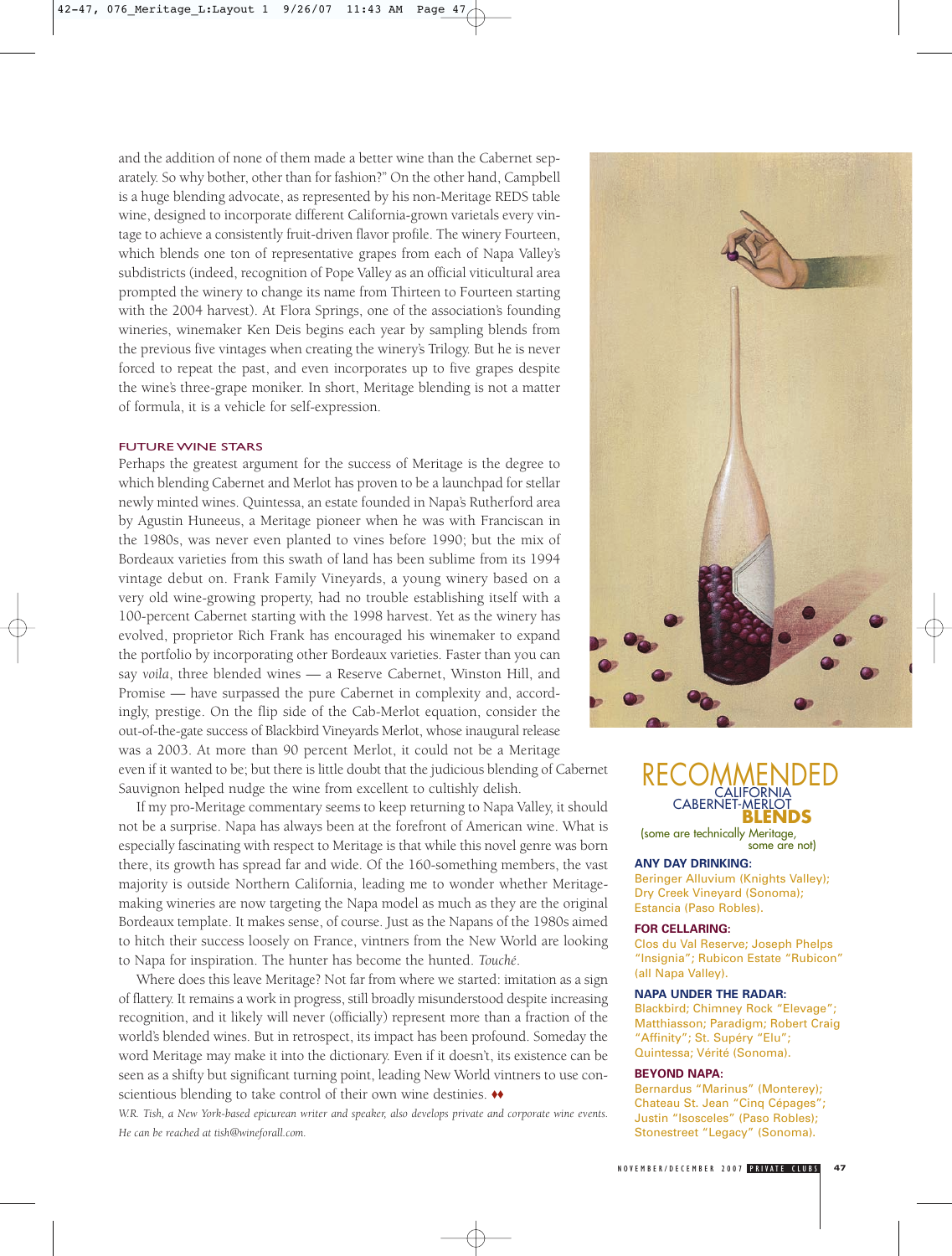and the addition of none of them made a better wine than the Cabernet separately. So why bother, other than for fashion?" On the other hand, Campbell is a huge blending advocate, as represented by his non-Meritage REDS table wine, designed to incorporate different California-grown varietals every vintage to achieve a consistently fruit-driven flavor profile. The winery Fourteen, which blends one ton of representative grapes from each of Napa Valley's subdistricts (indeed, recognition of Pope Valley as an official viticultural area prompted the winery to change its name from Thirteen to Fourteen starting with the 2004 harvest). At Flora Springs, one of the association's founding wineries, winemaker Ken Deis begins each year by sampling blends from the previous five vintages when creating the winery's Trilogy. But he is never forced to repeat the past, and even incorporates up to five grapes despite the wine's three-grape moniker. In short, Meritage blending is not a matter of formula, it is a vehicle for self-expression.

### FUTURE WINE STARS

Perhaps the greatest argument for the success of Meritage is the degree to which blending Cabernet and Merlot has proven to be a launchpad for stellar newly minted wines. Quintessa, an estate founded in Napa's Rutherford area by Agustin Huneeus, a Meritage pioneer when he was with Franciscan in the 1980s, was never even planted to vines before 1990; but the mix of Bordeaux varieties from this swath of land has been sublime from its 1994 vintage debut on. Frank Family Vineyards, a young winery based on a very old wine-growing property, had no trouble establishing itself with a 100-percent Cabernet starting with the 1998 harvest. Yet as the winery has evolved, proprietor Rich Frank has encouraged his winemaker to expand the portfolio by incorporating other Bordeaux varieties. Faster than you can say *voila*, three blended wines — a Reserve Cabernet, Winston Hill, and Promise — have surpassed the pure Cabernet in complexity and, accordingly, prestige. On the flip side of the Cab-Merlot equation, consider the out-of-the-gate success of Blackbird Vineyards Merlot, whose inaugural release was a 2003. At more than 90 percent Merlot, it could not be a Meritage even if it wanted to be; but there is little doubt that the judicious blending of Cabernet Sauvignon helped nudge the wine from excellent to cultishly delish.

If my pro-Meritage commentary seems to keep returning to Napa Valley, it should not be a surprise. Napa has always been at the forefront of American wine. What is especially fascinating with respect to Meritage is that while this novel genre was born there, its growth has spread far and wide. Of the 160-something members, the vast majority is outside Northern California, leading me to wonder whether Meritage-making wineries are now targeting the Napa model as much as they are the original Bordeaux template. It makes sense, of course. Just as the Napans of the 1980s aimed to hitch their success loosely on France, vintners from the New World are looking to Napa for inspiration. The hunter has become the hunted. *Touché.*

Where does this leave Meritage? Not far from where we started: imitation as a sign of flattery. It remains a work in progress, still broadly misunderstood despite increasing recognition, and it likely will never (officially) represent more than a fraction of the world's blended wines. But in retrospect, its impact has been profound. Someday the word Meritage may make it into the dictionary. Even if it doesn't, its existence can be seen as a shifty but significant turning point, leading New World vintners to use conscientious blending to take control of their own wine destinies. ♦♦

*W.R. Tish, a New York-based epicurean writer and speaker, also develops private and corporate wine events. He can be reached at tish@wineforall.com.*

## RECOMMENDED CALIFORNIA CABERNET-MERLOT BLENDS

(some are technically Meritage, some are not)

**ANY DAY DRINKING:**
Beringer Alluvium (Knights Valley); Dry Creek Vineyard (Sonoma); Estancia (Paso Robles).

**FOR CELLARING:**
Clos du Val Reserve; Joseph Phelps "Insignia"; Rubicon Estate "Rubicon" (all Napa Valley).

**NAPA UNDER THE RADAR:**
Blackbird; Chimney Rock "Elevage"; Matthiasson; Paradigm; Robert Craig "Affinity"; St. Supéry "Elu"; Quintessa; Vérité (Sonoma).

**BEYOND NAPA:**
Bernardus "Marinus" (Monterey); Chateau St. Jean "Cinq Cépages"; Justin "Isosceles" (Paso Robles); Stonestreet "Legacy" (Sonoma).